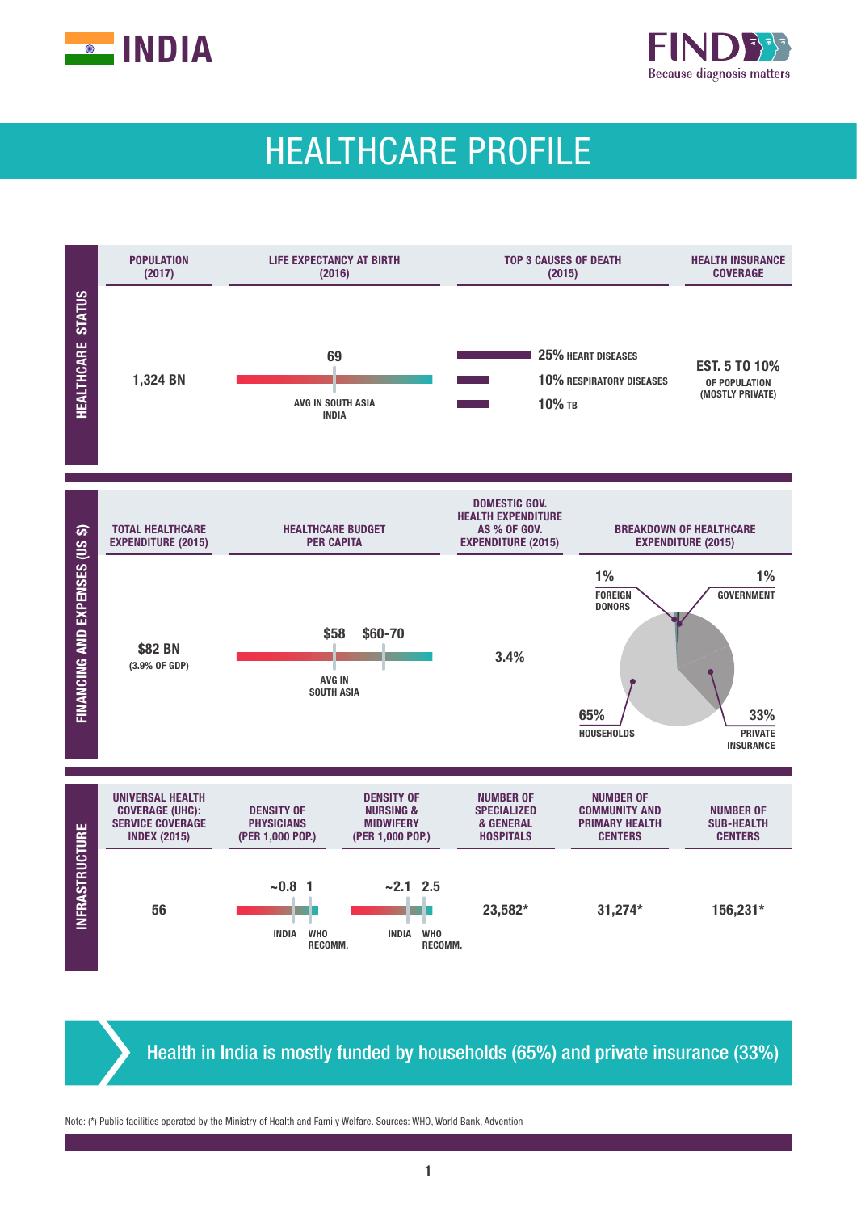# INDIA

FIND Because diagnosis matters

## HEALTHCARE PROFILE

### HEALTHCARE STATUS

| POPULATION (2017) | LIFE EXPECTANCY AT BIRTH (2016) | TOP 3 CAUSES OF DEATH (2015) | HEALTH INSURANCE COVERAGE |
|---|---|---|---|
| 1,324 BN | 69 (AVG IN SOUTH ASIA, INDIA) | 25% HEART DISEASES; 10% RESPIRATORY DISEASES; 10% TB | EST. 5 TO 10% OF POPULATION (MOSTLY PRIVATE) |

### FINANCING AND EXPENSES (US $)

| TOTAL HEALTHCARE EXPENDITURE (2015) | HEALTHCARE BUDGET PER CAPITA | DOMESTIC GOV. HEALTH EXPENDITURE AS % OF GOV. EXPENDITURE (2015) | BREAKDOWN OF HEALTHCARE EXPENDITURE (2015) |
|---|---|---|---|
| $82 BN (3.9% OF GDP) | $58 (India); $60-70 (AVG IN SOUTH ASIA) | 3.4% | 1% FOREIGN DONORS; 1% GOVERNMENT; 65% HOUSEHOLDS; 33% PRIVATE INSURANCE |

### INFRASTRUCTURE

| UNIVERSAL HEALTH COVERAGE (UHC): SERVICE COVERAGE INDEX (2015) | DENSITY OF PHYSICIANS (PER 1,000 POP.) | DENSITY OF NURSING & MIDWIFERY (PER 1,000 POP.) | NUMBER OF SPECIALIZED & GENERAL HOSPITALS | NUMBER OF COMMUNITY AND PRIMARY HEALTH CENTERS | NUMBER OF SUB-HEALTH CENTERS |
|---|---|---|---|---|---|
| 56 | ~0.8 (INDIA); 1 (WHO RECOMM.) | ~2.1 (INDIA); 2.5 (WHO RECOMM.) | 23,582* | 31,274* | 156,231* |

**Health in India is mostly funded by households (65%) and private insurance (33%)**

Note: (*) Public facilities operated by the Ministry of Health and Family Welfare. Sources: WHO, World Bank, Advention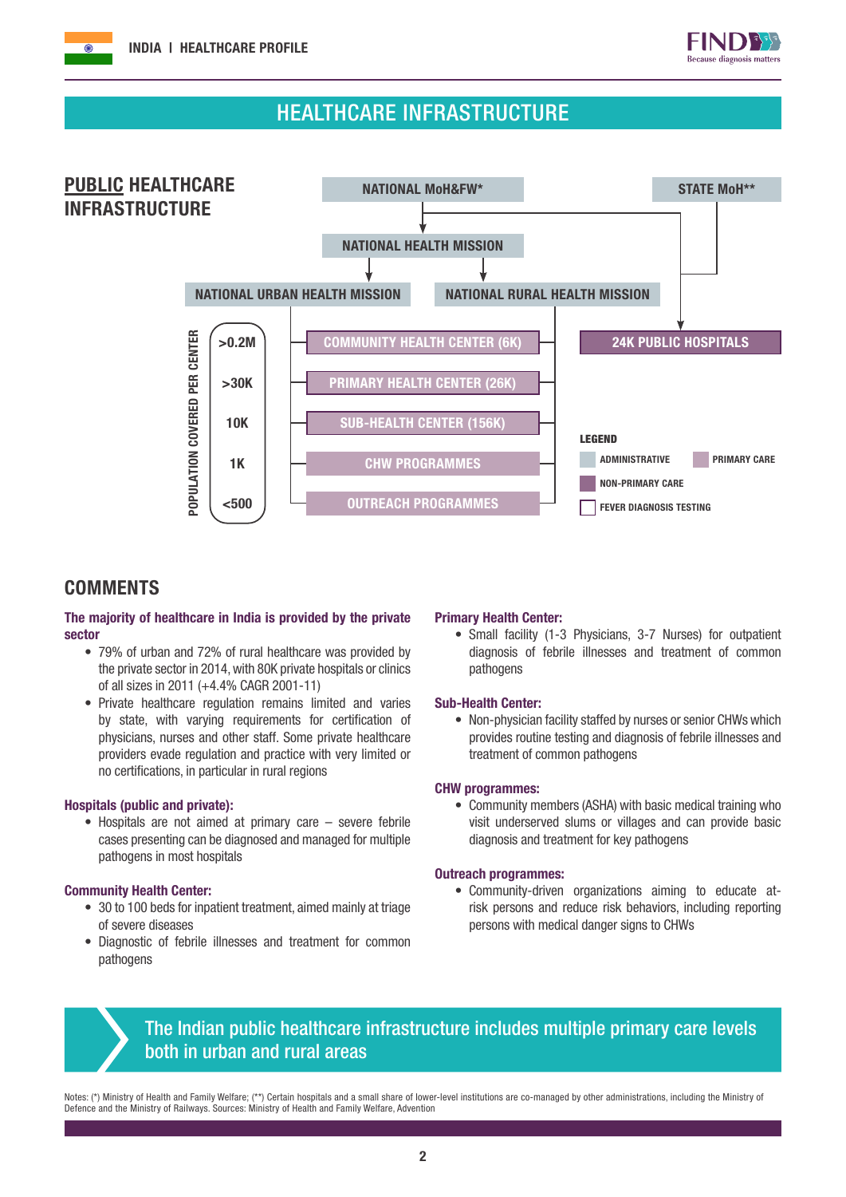# HEALTHCARE INFRASTRUCTURE

## PUBLIC HEALTHCARE INFRASTRUCTURE

NATIONAL MoH&FW*

STATE MoH**

NATIONAL HEALTH MISSION

NATIONAL URBAN HEALTH MISSION

NATIONAL RURAL HEALTH MISSION

| POPULATION COVERED PER CENTER | |
|---|---|
| >0.2M | COMMUNITY HEALTH CENTER (6K) |
| >30K | PRIMARY HEALTH CENTER (26K) |
| 10K | SUB-HEALTH CENTER (156K) |
| 1K | CHW PROGRAMMES |
| <500 | OUTREACH PROGRAMMES |

24K PUBLIC HOSPITALS

**LEGEND**

- ADMINISTRATIVE
- PRIMARY CARE
- NON-PRIMARY CARE
- FEVER DIAGNOSIS TESTING

## COMMENTS

**The majority of healthcare in India is provided by the private sector**

- 79% of urban and 72% of rural healthcare was provided by the private sector in 2014, with 80K private hospitals or clinics of all sizes in 2011 (+4.4% CAGR 2001-11)
- Private healthcare regulation remains limited and varies by state, with varying requirements for certification of physicians, nurses and other staff. Some private healthcare providers evade regulation and practice with very limited or no certifications, in particular in rural regions

**Hospitals (public and private):**

- Hospitals are not aimed at primary care – severe febrile cases presenting can be diagnosed and managed for multiple pathogens in most hospitals

**Community Health Center:**

- 30 to 100 beds for inpatient treatment, aimed mainly at triage of severe diseases
- Diagnostic of febrile illnesses and treatment for common pathogens

**Primary Health Center:**

- Small facility (1-3 Physicians, 3-7 Nurses) for outpatient diagnosis of febrile illnesses and treatment of common pathogens

**Sub-Health Center:**

- Non-physician facility staffed by nurses or senior CHWs which provides routine testing and diagnosis of febrile illnesses and treatment of common pathogens

**CHW programmes:**

- Community members (ASHA) with basic medical training who visit underserved slums or villages and can provide basic diagnosis and treatment for key pathogens

**Outreach programmes:**

- Community-driven organizations aiming to educate at-risk persons and reduce risk behaviors, including reporting persons with medical danger signs to CHWs

> The Indian public healthcare infrastructure includes multiple primary care levels both in urban and rural areas

Notes: (*) Ministry of Health and Family Welfare; (**) Certain hospitals and a small share of lower-level institutions are co-managed by other administrations, including the Ministry of Defence and the Ministry of Railways. Sources: Ministry of Health and Family Welfare, Advention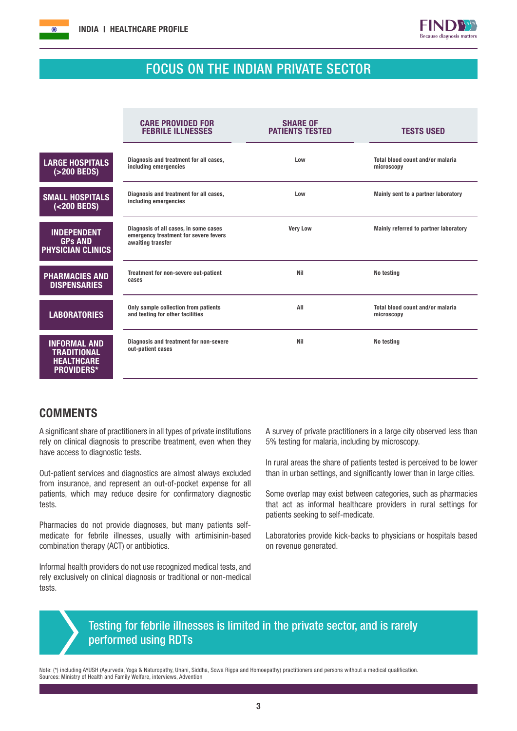## FOCUS ON THE INDIAN PRIVATE SECTOR

| | CARE PROVIDED FOR FEBRILE ILLNESSES | SHARE OF PATIENTS TESTED | TESTS USED |
|---|---|---|---|
| **LARGE HOSPITALS (>200 BEDS)** | Diagnosis and treatment for all cases, including emergencies | Low | Total blood count and/or malaria microscopy |
| **SMALL HOSPITALS (<200 BEDS)** | Diagnosis and treatment for all cases, including emergencies | Low | Mainly sent to a partner laboratory |
| **INDEPENDENT GPs AND PHYSICIAN CLINICS** | Diagnosis of all cases, in some cases emergency treatment for severe fevers awaiting transfer | Very Low | Mainly referred to partner laboratory |
| **PHARMACIES AND DISPENSARIES** | Treatment for non-severe out-patient cases | Nil | No testing |
| **LABORATORIES** | Only sample collection from patients and testing for other facilities | All | Total blood count and/or malaria microscopy |
| **INFORMAL AND TRADITIONAL HEALTHCARE PROVIDERS*** | Diagnosis and treatment for non-severe out-patient cases | Nil | No testing |

## COMMENTS

A significant share of practitioners in all types of private institutions rely on clinical diagnosis to prescribe treatment, even when they have access to diagnostic tests.

Out-patient services and diagnostics are almost always excluded from insurance, and represent an out-of-pocket expense for all patients, which may reduce desire for confirmatory diagnostic tests.

Pharmacies do not provide diagnoses, but many patients self-medicate for febrile illnesses, usually with artimisinin-based combination therapy (ACT) or antibiotics.

Informal health providers do not use recognized medical tests, and rely exclusively on clinical diagnosis or traditional or non-medical tests.

A survey of private practitioners in a large city observed less than 5% testing for malaria, including by microscopy.

In rural areas the share of patients tested is perceived to be lower than in urban settings, and significantly lower than in large cities.

Some overlap may exist between categories, such as pharmacies that act as informal healthcare providers in rural settings for patients seeking to self-medicate.

Laboratories provide kick-backs to physicians or hospitals based on revenue generated.

**Testing for febrile illnesses is limited in the private sector, and is rarely performed using RDTs**

Note: (*) including AYUSH (Ayurveda, Yoga & Naturopathy, Unani, Siddha, Sowa Rigpa and Homoepathy) practitioners and persons without a medical qualification.
Sources: Ministry of Health and Family Welfare, interviews, Advention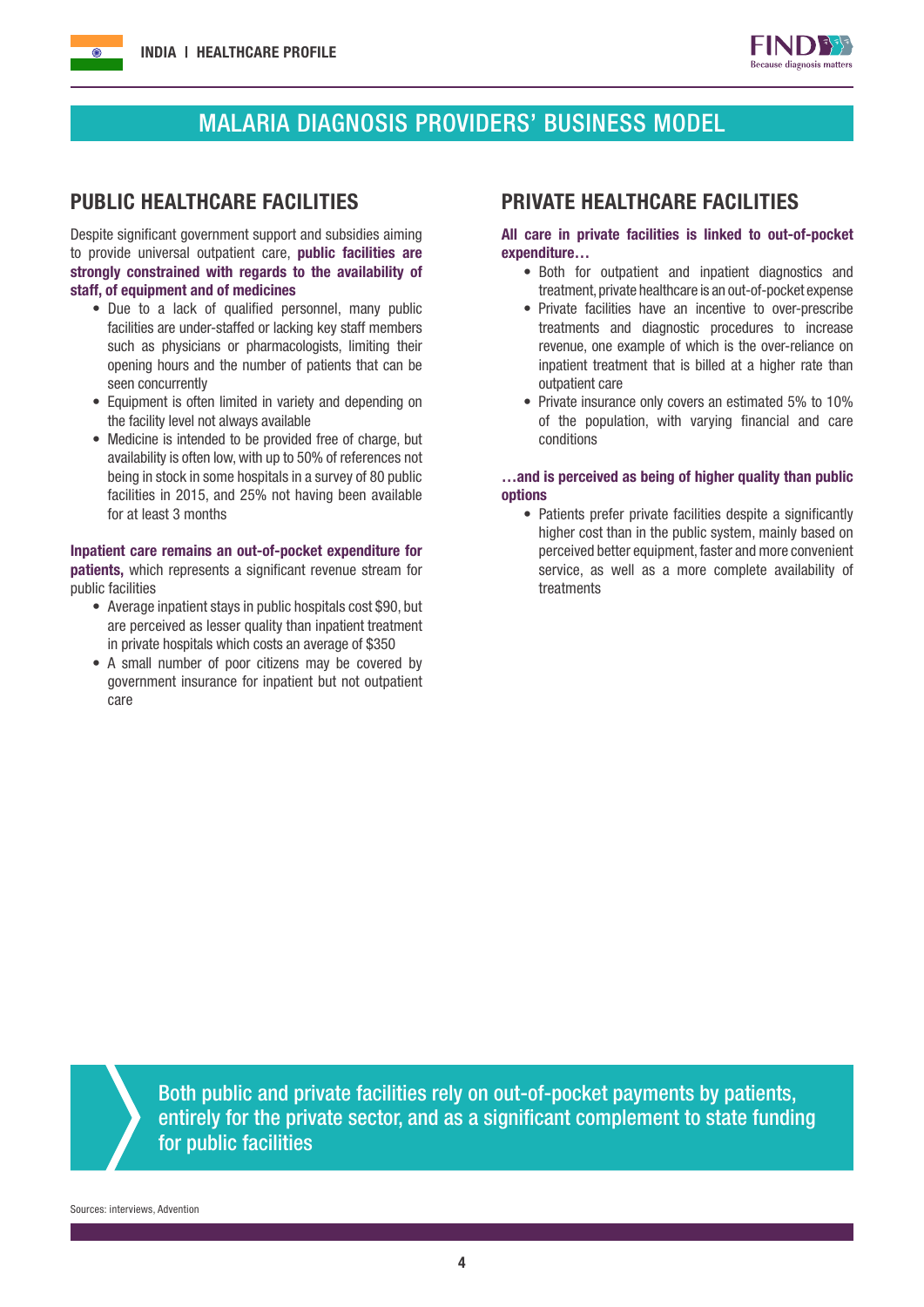# MALARIA DIAGNOSIS PROVIDERS' BUSINESS MODEL

## PUBLIC HEALTHCARE FACILITIES

Despite significant government support and subsidies aiming to provide universal outpatient care, **public facilities are strongly constrained with regards to the availability of staff, of equipment and of medicines**

- Due to a lack of qualified personnel, many public facilities are under-staffed or lacking key staff members such as physicians or pharmacologists, limiting their opening hours and the number of patients that can be seen concurrently
- Equipment is often limited in variety and depending on the facility level not always available
- Medicine is intended to be provided free of charge, but availability is often low, with up to 50% of references not being in stock in some hospitals in a survey of 80 public facilities in 2015, and 25% not having been available for at least 3 months

**Inpatient care remains an out-of-pocket expenditure for patients,** which represents a significant revenue stream for public facilities

- Average inpatient stays in public hospitals cost $90, but are perceived as lesser quality than inpatient treatment in private hospitals which costs an average of $350
- A small number of poor citizens may be covered by government insurance for inpatient but not outpatient care

## PRIVATE HEALTHCARE FACILITIES

**All care in private facilities is linked to out-of-pocket expenditure…**

- Both for outpatient and inpatient diagnostics and treatment, private healthcare is an out-of-pocket expense
- Private facilities have an incentive to over-prescribe treatments and diagnostic procedures to increase revenue, one example of which is the over-reliance on inpatient treatment that is billed at a higher rate than outpatient care
- Private insurance only covers an estimated 5% to 10% of the population, with varying financial and care conditions

**…and is perceived as being of higher quality than public options**

- Patients prefer private facilities despite a significantly higher cost than in the public system, mainly based on perceived better equipment, faster and more convenient service, as well as a more complete availability of treatments

Both public and private facilities rely on out-of-pocket payments by patients, entirely for the private sector, and as a significant complement to state funding for public facilities

Sources: interviews, Advention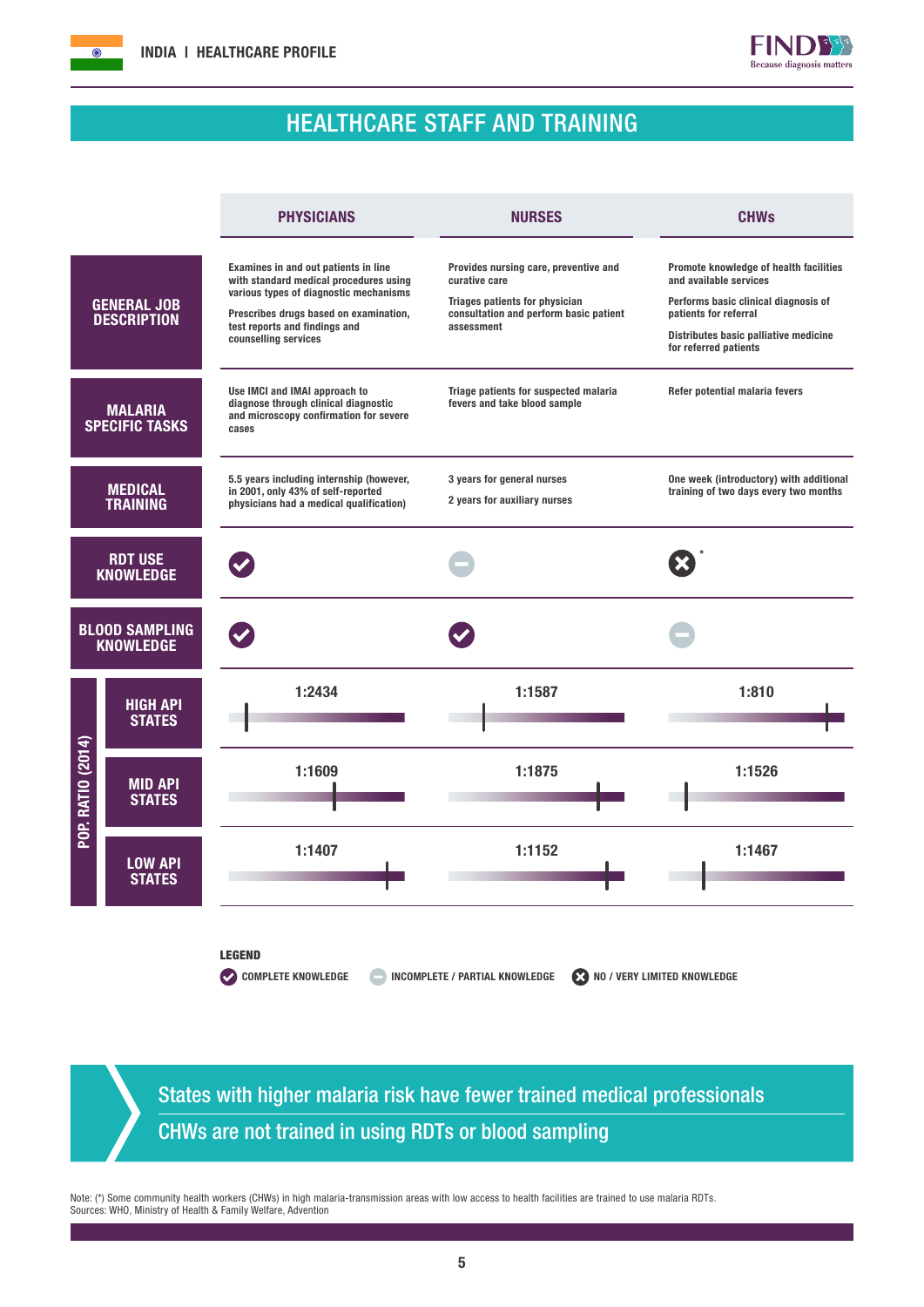## HEALTHCARE STAFF AND TRAINING

| | PHYSICIANS | NURSES | CHWs |
|---|---|---|---|
| **GENERAL JOB DESCRIPTION** | Examines in and out patients in line with standard medical procedures using various types of diagnostic mechanisms<br><br>Prescribes drugs based on examination, test reports and findings and counselling services | Provides nursing care, preventive and curative care<br><br>Triages patients for physician consultation and perform basic patient assessment | Promote knowledge of health facilities and available services<br><br>Performs basic clinical diagnosis of patients for referral<br><br>Distributes basic palliative medicine for referred patients |
| **MALARIA SPECIFIC TASKS** | Use IMCI and IMAI approach to diagnose through clinical diagnostic and microscopy confirmation for severe cases | Triage patients for suspected malaria fevers and take blood sample | Refer potential malaria fevers |
| **MEDICAL TRAINING** | 5.5 years including internship (however, in 2001, only 43% of self-reported physicians had a medical qualification) | 3 years for general nurses<br><br>2 years for auxiliary nurses | One week (introductory) with additional training of two days every two months |
| **RDT USE KNOWLEDGE** | Complete knowledge | Incomplete / partial knowledge | No / very limited knowledge* |
| **BLOOD SAMPLING KNOWLEDGE** | Complete knowledge | Complete knowledge | Incomplete / partial knowledge |
| **POP. RATIO (2014) – HIGH API STATES** | 1:2434 | 1:1587 | 1:810 |
| **POP. RATIO (2014) – MID API STATES** | 1:1609 | 1:1875 | 1:1526 |
| **POP. RATIO (2014) – LOW API STATES** | 1:1407 | 1:1152 | 1:1467 |

**LEGEND**

- COMPLETE KNOWLEDGE
- INCOMPLETE / PARTIAL KNOWLEDGE
- NO / VERY LIMITED KNOWLEDGE

States with higher malaria risk have fewer trained medical professionals

CHWs are not trained in using RDTs or blood sampling

Note: (*) Some community health workers (CHWs) in high malaria-transmission areas with low access to health facilities are trained to use malaria RDTs.
Sources: WHO, Ministry of Health & Family Welfare, Advention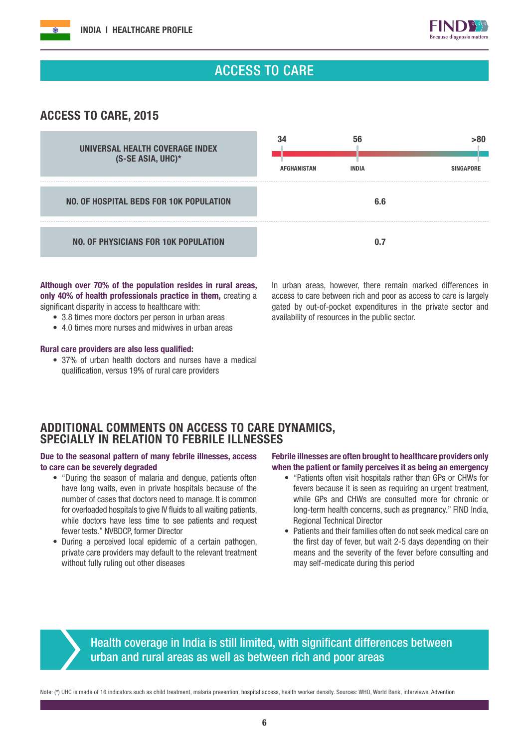# ACCESS TO CARE

## ACCESS TO CARE, 2015

| | |
|---|---|
| UNIVERSAL HEALTH COVERAGE INDEX (S-SE ASIA, UHC)* | 34 AFGHANISTAN · 56 INDIA · >80 SINGAPORE |
| NO. OF HOSPITAL BEDS FOR 10K POPULATION | 6.6 |
| NO. OF PHYSICIANS FOR 10K POPULATION | 0.7 |

**Although over 70% of the population resides in rural areas, only 40% of health professionals practice in them,** creating a significant disparity in access to healthcare with:

- 3.8 times more doctors per person in urban areas
- 4.0 times more nurses and midwives in urban areas

**Rural care providers are also less qualified:**

- 37% of urban health doctors and nurses have a medical qualification, versus 19% of rural care providers

In urban areas, however, there remain marked differences in access to care between rich and poor as access to care is largely gated by out-of-pocket expenditures in the private sector and availability of resources in the public sector.

## ADDITIONAL COMMENTS ON ACCESS TO CARE DYNAMICS, SPECIALLY IN RELATION TO FEBRILE ILLNESSES

**Due to the seasonal pattern of many febrile illnesses, access to care can be severely degraded**

- "During the season of malaria and dengue, patients often have long waits, even in private hospitals because of the number of cases that doctors need to manage. It is common for overloaded hospitals to give IV fluids to all waiting patients, while doctors have less time to see patients and request fewer tests." NVBDCP, former Director
- During a perceived local epidemic of a certain pathogen, private care providers may default to the relevant treatment without fully ruling out other diseases

**Febrile illnesses are often brought to healthcare providers only when the patient or family perceives it as being an emergency**

- "Patients often visit hospitals rather than GPs or CHWs for fevers because it is seen as requiring an urgent treatment, while GPs and CHWs are consulted more for chronic or long-term health concerns, such as pregnancy." FIND India, Regional Technical Director
- Patients and their families often do not seek medical care on the first day of fever, but wait 2-5 days depending on their means and the severity of the fever before consulting and may self-medicate during this period

**Health coverage in India is still limited, with significant differences between urban and rural areas as well as between rich and poor areas**

Note: (*) UHC is made of 16 indicators such as child treatment, malaria prevention, hospital access, health worker density. Sources: WHO, World Bank, interviews, Advention